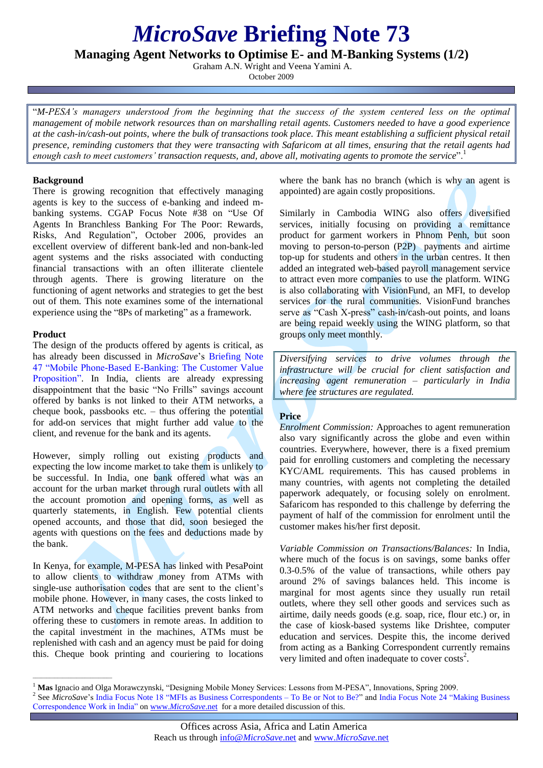# *MicroSave* Briefing Note 73

## Managing Agent Networks to Optimise E- and M-Banking Systems (1/2)

Graham A.N. Wright and Veena Yamini A.

October 2009

> "*M-PESA's managers understood from the beginning that the success of the system centered less on the optimal management of mobile network resources than on marshalling retail agents. Customers needed to have a good experience at the cash-in/cash-out points, where the bulk of transactions took place. This meant establishing a sufficient physical retail presence, reminding customers that they were transacting with Safaricom at all times, ensuring that the retail agents had enough cash to meet customers' transaction requests, and, above all, motivating agents to promote the service*".[1]

### Background

There is growing recognition that effectively managing agents is key to the success of e-banking and indeed m-banking systems. CGAP Focus Note #38 on "Use Of Agents In Branchless Banking For The Poor: Rewards, Risks, And Regulation", October 2006, provides an excellent overview of different bank-led and non-bank-led agent systems and the risks associated with conducting financial transactions with an often illiterate clientele through agents. There is growing literature on the functioning of agent networks and strategies to get the best out of them. This note examines some of the international experience using the "8Ps of marketing" as a framework.

### Product

The design of the products offered by agents is critical, as has already been discussed in *MicroSave*'s Briefing Note 47 "Mobile Phone-Based E-Banking: The Customer Value Proposition". In India, clients are already expressing disappointment that the basic "No Frills" savings account offered by banks is not linked to their ATM networks, a cheque book, passbooks etc. – thus offering the potential for add-on services that might further add value to the client, and revenue for the bank and its agents.

However, simply rolling out existing products and expecting the low income market to take them is unlikely to be successful. In India, one bank offered what was an account for the urban market through rural outlets with all the account promotion and opening forms, as well as quarterly statements, in English. Few potential clients opened accounts, and those that did, soon besieged the agents with questions on the fees and deductions made by the bank.

In Kenya, for example, M-PESA has linked with PesaPoint to allow clients to withdraw money from ATMs with single-use authorisation codes that are sent to the client's mobile phone. However, in many cases, the costs linked to ATM networks and cheque facilities prevent banks from offering these to customers in remote areas. In addition to the capital investment in the machines, ATMs must be replenished with cash and an agency must be paid for doing this. Cheque book printing and couriering to locations where the bank has no branch (which is why an agent is appointed) are again costly propositions.

Similarly in Cambodia WING also offers diversified services, initially focusing on providing a remittance product for garment workers in Phnom Penh, but soon moving to person-to-person (P2P) payments and airtime top-up for students and others in the urban centres. It then added an integrated web-based payroll management service to attract even more companies to use the platform. WING is also collaborating with VisionFund, an MFI, to develop services for the rural communities. VisionFund branches serve as "Cash X-press" cash-in/cash-out points, and loans are being repaid weekly using the WING platform, so that groups only meet monthly.

> *Diversifying services to drive volumes through the infrastructure will be crucial for client satisfaction and increasing agent remuneration – particularly in India where fee structures are regulated.*

### Price

*Enrolment Commission:* Approaches to agent remuneration also vary significantly across the globe and even within countries. Everywhere, however, there is a fixed premium paid for enrolling customers and completing the necessary KYC/AML requirements. This has caused problems in many countries, with agents not completing the detailed paperwork adequately, or focusing solely on enrolment. Safaricom has responded to this challenge by deferring the payment of half of the commission for enrolment until the customer makes his/her first deposit.

*Variable Commission on Transactions/Balances:* In India, where much of the focus is on savings, some banks offer 0.3-0.5% of the value of transactions, while others pay around 2% of savings balances held. This income is marginal for most agents since they usually run retail outlets, where they sell other goods and services such as airtime, daily needs goods (e.g. soap, rice, flour etc.) or, in the case of kiosk-based systems like Drishtee, computer education and services. Despite this, the income derived from acting as a Banking Correspondent currently remains very limited and often inadequate to cover costs[2].

---

[1] **Mas** Ignacio and Olga Morawczynski, "Designing Mobile Money Services: Lessons from M-PESA", Innovations, Spring 2009.

[2] See *MicroSave*'s India Focus Note 18 "MFIs as Business Correspondents – To Be or Not to Be?" and India Focus Note 24 "Making Business Correspondence Work in India" on www.*MicroSave*.net for a more detailed discussion of this.

Offices across Asia, Africa and Latin America
Reach us through info@*MicroSave*.net and www.*MicroSave*.net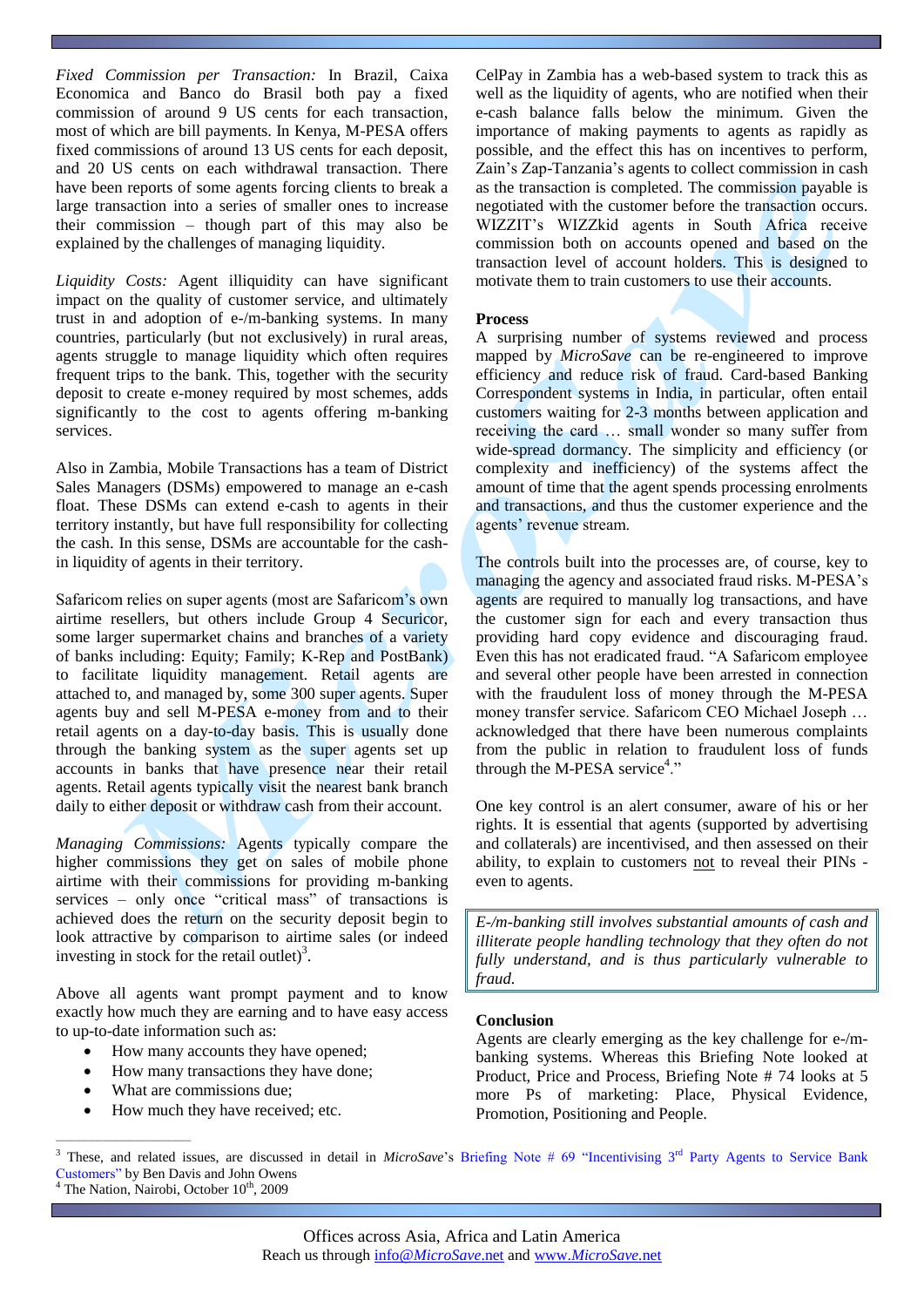*Fixed Commission per Transaction:* In Brazil, Caixa Economica and Banco do Brasil both pay a fixed commission of around 9 US cents for each transaction, most of which are bill payments. In Kenya, M-PESA offers fixed commissions of around 13 US cents for each deposit, and 20 US cents on each withdrawal transaction. There have been reports of some agents forcing clients to break a large transaction into a series of smaller ones to increase their commission – though part of this may also be explained by the challenges of managing liquidity.

*Liquidity Costs:* Agent illiquidity can have significant impact on the quality of customer service, and ultimately trust in and adoption of e-/m-banking systems. In many countries, particularly (but not exclusively) in rural areas, agents struggle to manage liquidity which often requires frequent trips to the bank. This, together with the security deposit to create e-money required by most schemes, adds significantly to the cost to agents offering m-banking services.

Also in Zambia, Mobile Transactions has a team of District Sales Managers (DSMs) empowered to manage an e-cash float. These DSMs can extend e-cash to agents in their territory instantly, but have full responsibility for collecting the cash. In this sense, DSMs are accountable for the cash-in liquidity of agents in their territory.

Safaricom relies on super agents (most are Safaricom's own airtime resellers, but others include Group 4 Securicor, some larger supermarket chains and branches of a variety of banks including: Equity; Family; K-Rep and PostBank) to facilitate liquidity management. Retail agents are attached to, and managed by, some 300 super agents. Super agents buy and sell M-PESA e-money from and to their retail agents on a day-to-day basis. This is usually done through the banking system as the super agents set up accounts in banks that have presence near their retail agents. Retail agents typically visit the nearest bank branch daily to either deposit or withdraw cash from their account.

*Managing Commissions:* Agents typically compare the higher commissions they get on sales of mobile phone airtime with their commissions for providing m-banking services – only once "critical mass" of transactions is achieved does the return on the security deposit begin to look attractive by comparison to airtime sales (or indeed investing in stock for the retail outlet)[3].

Above all agents want prompt payment and to know exactly how much they are earning and to have easy access to up-to-date information such as:

- How many accounts they have opened;
- How many transactions they have done;
- What are commissions due;
- How much they have received; etc.

CelPay in Zambia has a web-based system to track this as well as the liquidity of agents, who are notified when their e-cash balance falls below the minimum. Given the importance of making payments to agents as rapidly as possible, and the effect this has on incentives to perform, Zain's Zap-Tanzania's agents to collect commission in cash as the transaction is completed. The commission payable is negotiated with the customer before the transaction occurs. WIZZIT's WIZZkid agents in South Africa receive commission both on accounts opened and based on the transaction level of account holders. This is designed to motivate them to train customers to use their accounts.

**Process**

A surprising number of systems reviewed and process mapped by *MicroSave* can be re-engineered to improve efficiency and reduce risk of fraud. Card-based Banking Correspondent systems in India, in particular, often entail customers waiting for 2-3 months between application and receiving the card … small wonder so many suffer from wide-spread dormancy. The simplicity and efficiency (or complexity and inefficiency) of the systems affect the amount of time that the agent spends processing enrolments and transactions, and thus the customer experience and the agents' revenue stream.

The controls built into the processes are, of course, key to managing the agency and associated fraud risks. M-PESA's agents are required to manually log transactions, and have the customer sign for each and every transaction thus providing hard copy evidence and discouraging fraud. Even this has not eradicated fraud. "A Safaricom employee and several other people have been arrested in connection with the fraudulent loss of money through the M-PESA money transfer service. Safaricom CEO Michael Joseph … acknowledged that there have been numerous complaints from the public in relation to fraudulent loss of funds through the M-PESA service[4]."

One key control is an alert consumer, aware of his or her rights. It is essential that agents (supported by advertising and collaterals) are incentivised, and then assessed on their ability, to explain to customers not to reveal their PINs - even to agents.

> *E-/m-banking still involves substantial amounts of cash and illiterate people handling technology that they often do not fully understand, and is thus particularly vulnerable to fraud.*

**Conclusion**

Agents are clearly emerging as the key challenge for e-/m-banking systems. Whereas this Briefing Note looked at Product, Price and Process, Briefing Note # 74 looks at 5 more Ps of marketing: Place, Physical Evidence, Promotion, Positioning and People.

---

[3] These, and related issues, are discussed in detail in *MicroSave*'s Briefing Note # 69 "Incentivising 3rd Party Agents to Service Bank Customers" by Ben Davis and John Owens

[4] The Nation, Nairobi, October 10th, 2009

Offices across Asia, Africa and Latin America
Reach us through info@*MicroSave*.net and www.*MicroSave*.net